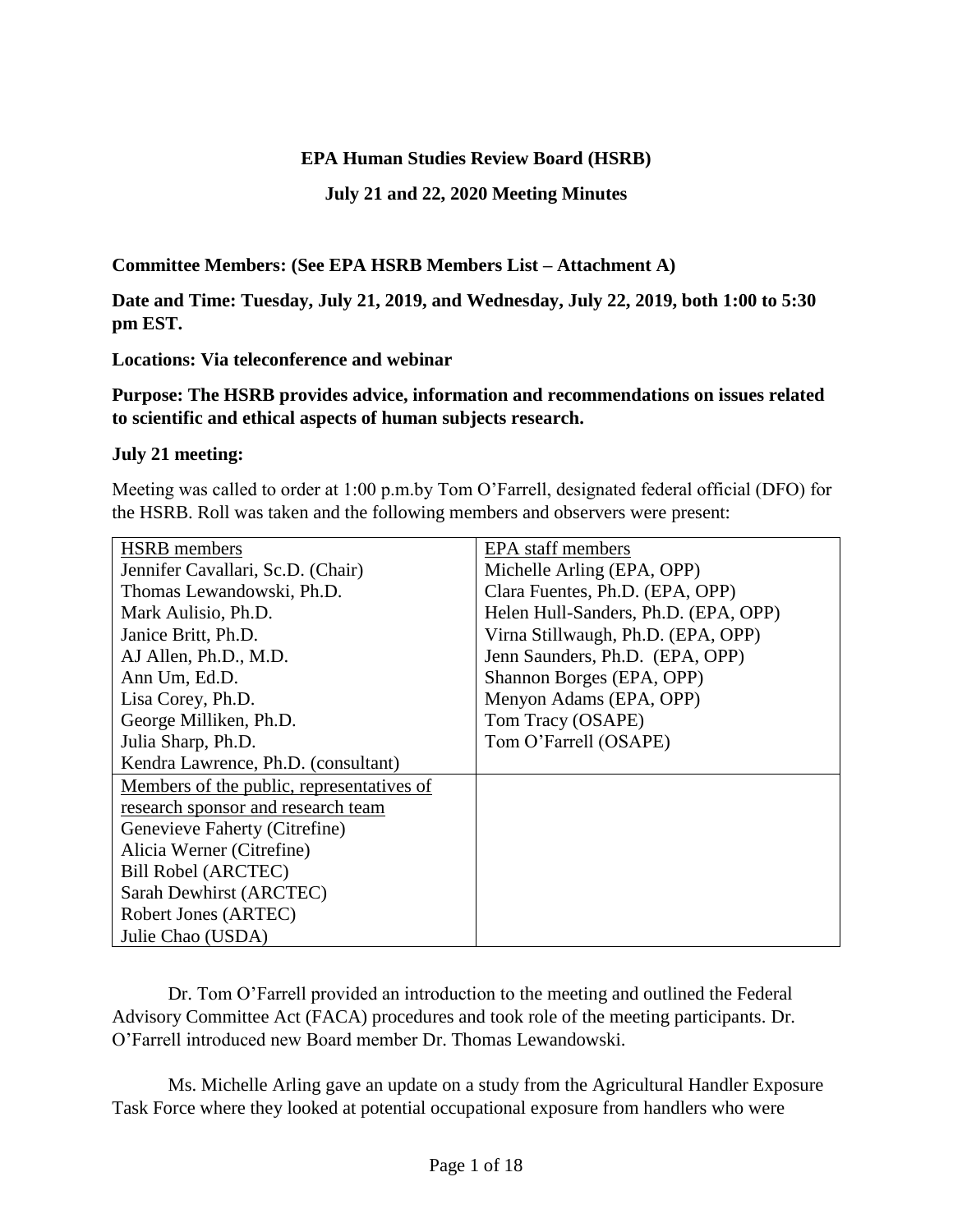**EPA Human Studies Review Board (HSRB)**

**July 21 and 22, 2020 Meeting Minutes**

**Committee Members: (See EPA HSRB Members List – Attachment A)**

**Date and Time: Tuesday, July 21, 2019, and Wednesday, July 22, 2019, both 1:00 to 5:30 pm EST.**

**Locations: Via teleconference and webinar**

**Purpose: The HSRB provides advice, information and recommendations on issues related to scientific and ethical aspects of human subjects research.**

**July 21 meeting:**

Meeting was called to order at 1:00 p.m.by Tom O'Farrell, designated federal official (DFO) for the HSRB. Roll was taken and the following members and observers were present:

| HSRB members | EPA staff members |
|---|---|
| Jennifer Cavallari, Sc.D. (Chair) | Michelle Arling (EPA, OPP) |
| Thomas Lewandowski, Ph.D. | Clara Fuentes, Ph.D. (EPA, OPP) |
| Mark Aulisio, Ph.D. | Helen Hull-Sanders, Ph.D. (EPA, OPP) |
| Janice Britt, Ph.D. | Virna Stillwaugh, Ph.D. (EPA, OPP) |
| AJ Allen, Ph.D., M.D. | Jenn Saunders, Ph.D. (EPA, OPP) |
| Ann Um, Ed.D. | Shannon Borges (EPA, OPP) |
| Lisa Corey, Ph.D. | Menyon Adams (EPA, OPP) |
| George Milliken, Ph.D. | Tom Tracy (OSAPE) |
| Julia Sharp, Ph.D. | Tom O'Farrell (OSAPE) |
| Kendra Lawrence, Ph.D. (consultant) | |
| Members of the public, representatives of research sponsor and research team | |
| Genevieve Faherty (Citrefine) | |
| Alicia Werner (Citrefine) | |
| Bill Robel (ARCTEC) | |
| Sarah Dewhirst (ARCTEC) | |
| Robert Jones (ARTEC) | |
| Julie Chao (USDA) | |

Dr. Tom O'Farrell provided an introduction to the meeting and outlined the Federal Advisory Committee Act (FACA) procedures and took role of the meeting participants. Dr. O'Farrell introduced new Board member Dr. Thomas Lewandowski.

Ms. Michelle Arling gave an update on a study from the Agricultural Handler Exposure Task Force where they looked at potential occupational exposure from handlers who were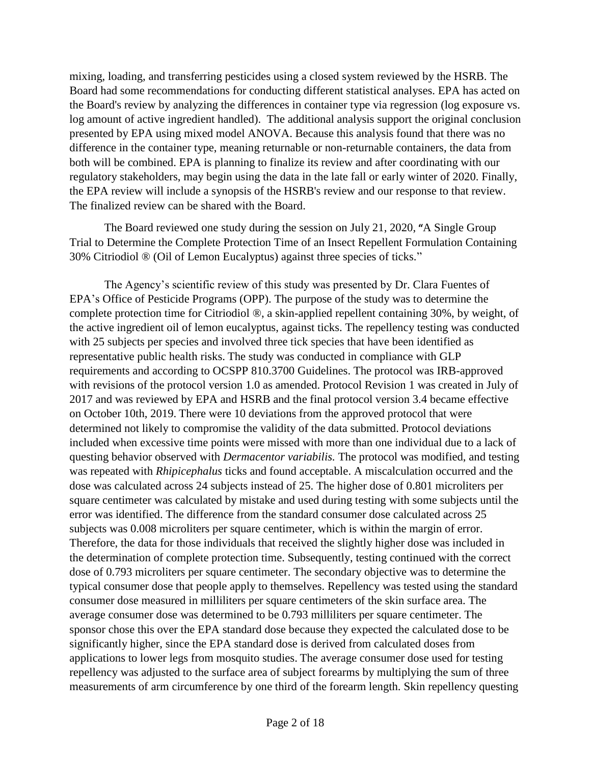mixing, loading, and transferring pesticides using a closed system reviewed by the HSRB. The Board had some recommendations for conducting different statistical analyses. EPA has acted on the Board's review by analyzing the differences in container type via regression (log exposure vs. log amount of active ingredient handled). The additional analysis support the original conclusion presented by EPA using mixed model ANOVA. Because this analysis found that there was no difference in the container type, meaning returnable or non-returnable containers, the data from both will be combined. EPA is planning to finalize its review and after coordinating with our regulatory stakeholders, may begin using the data in the late fall or early winter of 2020. Finally, the EPA review will include a synopsis of the HSRB's review and our response to that review. The finalized review can be shared with the Board.

The Board reviewed one study during the session on July 21, 2020, "A Single Group Trial to Determine the Complete Protection Time of an Insect Repellent Formulation Containing 30% Citriodiol ® (Oil of Lemon Eucalyptus) against three species of ticks."

The Agency's scientific review of this study was presented by Dr. Clara Fuentes of EPA's Office of Pesticide Programs (OPP). The purpose of the study was to determine the complete protection time for Citriodiol ®, a skin-applied repellent containing 30%, by weight, of the active ingredient oil of lemon eucalyptus, against ticks. The repellency testing was conducted with 25 subjects per species and involved three tick species that have been identified as representative public health risks. The study was conducted in compliance with GLP requirements and according to OCSPP 810.3700 Guidelines. The protocol was IRB-approved with revisions of the protocol version 1.0 as amended. Protocol Revision 1 was created in July of 2017 and was reviewed by EPA and HSRB and the final protocol version 3.4 became effective on October 10th, 2019. There were 10 deviations from the approved protocol that were determined not likely to compromise the validity of the data submitted. Protocol deviations included when excessive time points were missed with more than one individual due to a lack of questing behavior observed with *Dermacentor variabilis.* The protocol was modified, and testing was repeated with *Rhipicephalus* ticks and found acceptable. A miscalculation occurred and the dose was calculated across 24 subjects instead of 25. The higher dose of 0.801 microliters per square centimeter was calculated by mistake and used during testing with some subjects until the error was identified. The difference from the standard consumer dose calculated across 25 subjects was 0.008 microliters per square centimeter, which is within the margin of error. Therefore, the data for those individuals that received the slightly higher dose was included in the determination of complete protection time. Subsequently, testing continued with the correct dose of 0.793 microliters per square centimeter. The secondary objective was to determine the typical consumer dose that people apply to themselves. Repellency was tested using the standard consumer dose measured in milliliters per square centimeters of the skin surface area. The average consumer dose was determined to be 0.793 milliliters per square centimeter. The sponsor chose this over the EPA standard dose because they expected the calculated dose to be significantly higher, since the EPA standard dose is derived from calculated doses from applications to lower legs from mosquito studies. The average consumer dose used for testing repellency was adjusted to the surface area of subject forearms by multiplying the sum of three measurements of arm circumference by one third of the forearm length. Skin repellency questing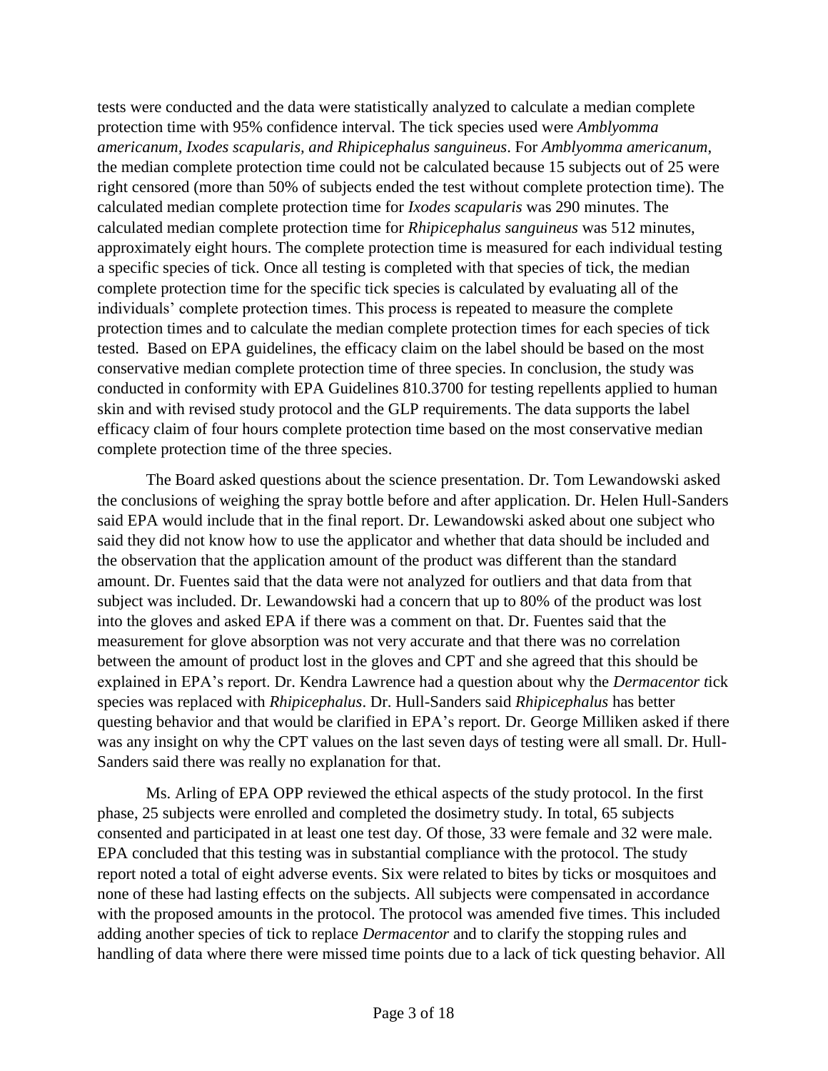tests were conducted and the data were statistically analyzed to calculate a median complete protection time with 95% confidence interval. The tick species used were *Amblyomma americanum, Ixodes scapularis, and Rhipicephalus sanguineus*. For *Amblyomma americanum*, the median complete protection time could not be calculated because 15 subjects out of 25 were right censored (more than 50% of subjects ended the test without complete protection time). The calculated median complete protection time for *Ixodes scapularis* was 290 minutes. The calculated median complete protection time for *Rhipicephalus sanguineus* was 512 minutes, approximately eight hours. The complete protection time is measured for each individual testing a specific species of tick. Once all testing is completed with that species of tick, the median complete protection time for the specific tick species is calculated by evaluating all of the individuals' complete protection times. This process is repeated to measure the complete protection times and to calculate the median complete protection times for each species of tick tested. Based on EPA guidelines, the efficacy claim on the label should be based on the most conservative median complete protection time of three species. In conclusion, the study was conducted in conformity with EPA Guidelines 810.3700 for testing repellents applied to human skin and with revised study protocol and the GLP requirements. The data supports the label efficacy claim of four hours complete protection time based on the most conservative median complete protection time of the three species.

The Board asked questions about the science presentation. Dr. Tom Lewandowski asked the conclusions of weighing the spray bottle before and after application. Dr. Helen Hull-Sanders said EPA would include that in the final report. Dr. Lewandowski asked about one subject who said they did not know how to use the applicator and whether that data should be included and the observation that the application amount of the product was different than the standard amount. Dr. Fuentes said that the data were not analyzed for outliers and that data from that subject was included. Dr. Lewandowski had a concern that up to 80% of the product was lost into the gloves and asked EPA if there was a comment on that. Dr. Fuentes said that the measurement for glove absorption was not very accurate and that there was no correlation between the amount of product lost in the gloves and CPT and she agreed that this should be explained in EPA's report. Dr. Kendra Lawrence had a question about why the *Dermacentor t*ick species was replaced with *Rhipicephalus*. Dr. Hull-Sanders said *Rhipicephalus* has better questing behavior and that would be clarified in EPA's report. Dr. George Milliken asked if there was any insight on why the CPT values on the last seven days of testing were all small. Dr. Hull-Sanders said there was really no explanation for that.

Ms. Arling of EPA OPP reviewed the ethical aspects of the study protocol. In the first phase, 25 subjects were enrolled and completed the dosimetry study. In total, 65 subjects consented and participated in at least one test day. Of those, 33 were female and 32 were male. EPA concluded that this testing was in substantial compliance with the protocol. The study report noted a total of eight adverse events. Six were related to bites by ticks or mosquitoes and none of these had lasting effects on the subjects. All subjects were compensated in accordance with the proposed amounts in the protocol. The protocol was amended five times. This included adding another species of tick to replace *Dermacentor* and to clarify the stopping rules and handling of data where there were missed time points due to a lack of tick questing behavior. All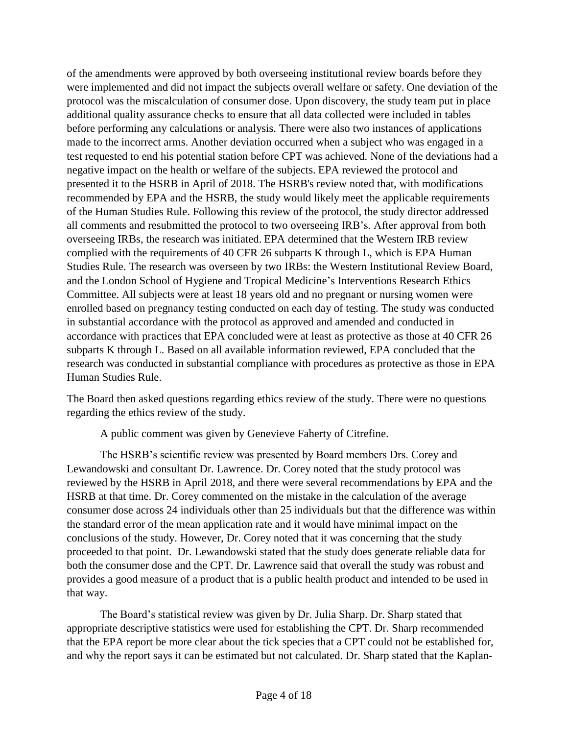of the amendments were approved by both overseeing institutional review boards before they were implemented and did not impact the subjects overall welfare or safety. One deviation of the protocol was the miscalculation of consumer dose. Upon discovery, the study team put in place additional quality assurance checks to ensure that all data collected were included in tables before performing any calculations or analysis. There were also two instances of applications made to the incorrect arms. Another deviation occurred when a subject who was engaged in a test requested to end his potential station before CPT was achieved. None of the deviations had a negative impact on the health or welfare of the subjects. EPA reviewed the protocol and presented it to the HSRB in April of 2018. The HSRB's review noted that, with modifications recommended by EPA and the HSRB, the study would likely meet the applicable requirements of the Human Studies Rule. Following this review of the protocol, the study director addressed all comments and resubmitted the protocol to two overseeing IRB's. After approval from both overseeing IRBs, the research was initiated. EPA determined that the Western IRB review complied with the requirements of 40 CFR 26 subparts K through L, which is EPA Human Studies Rule. The research was overseen by two IRBs: the Western Institutional Review Board, and the London School of Hygiene and Tropical Medicine's Interventions Research Ethics Committee. All subjects were at least 18 years old and no pregnant or nursing women were enrolled based on pregnancy testing conducted on each day of testing. The study was conducted in substantial accordance with the protocol as approved and amended and conducted in accordance with practices that EPA concluded were at least as protective as those at 40 CFR 26 subparts K through L. Based on all available information reviewed, EPA concluded that the research was conducted in substantial compliance with procedures as protective as those in EPA Human Studies Rule.

The Board then asked questions regarding ethics review of the study. There were no questions regarding the ethics review of the study.

A public comment was given by Genevieve Faherty of Citrefine.

The HSRB's scientific review was presented by Board members Drs. Corey and Lewandowski and consultant Dr. Lawrence. Dr. Corey noted that the study protocol was reviewed by the HSRB in April 2018, and there were several recommendations by EPA and the HSRB at that time. Dr. Corey commented on the mistake in the calculation of the average consumer dose across 24 individuals other than 25 individuals but that the difference was within the standard error of the mean application rate and it would have minimal impact on the conclusions of the study. However, Dr. Corey noted that it was concerning that the study proceeded to that point. Dr. Lewandowski stated that the study does generate reliable data for both the consumer dose and the CPT. Dr. Lawrence said that overall the study was robust and provides a good measure of a product that is a public health product and intended to be used in that way.

The Board's statistical review was given by Dr. Julia Sharp. Dr. Sharp stated that appropriate descriptive statistics were used for establishing the CPT. Dr. Sharp recommended that the EPA report be more clear about the tick species that a CPT could not be established for, and why the report says it can be estimated but not calculated. Dr. Sharp stated that the Kaplan-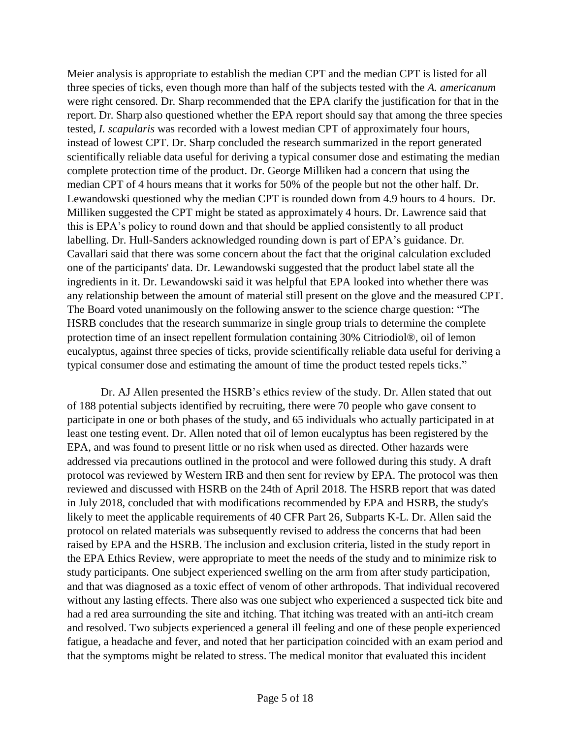Meier analysis is appropriate to establish the median CPT and the median CPT is listed for all three species of ticks, even though more than half of the subjects tested with the *A. americanum* were right censored. Dr. Sharp recommended that the EPA clarify the justification for that in the report. Dr. Sharp also questioned whether the EPA report should say that among the three species tested, *I. scapularis* was recorded with a lowest median CPT of approximately four hours, instead of lowest CPT. Dr. Sharp concluded the research summarized in the report generated scientifically reliable data useful for deriving a typical consumer dose and estimating the median complete protection time of the product. Dr. George Milliken had a concern that using the median CPT of 4 hours means that it works for 50% of the people but not the other half. Dr. Lewandowski questioned why the median CPT is rounded down from 4.9 hours to 4 hours. Dr. Milliken suggested the CPT might be stated as approximately 4 hours. Dr. Lawrence said that this is EPA's policy to round down and that should be applied consistently to all product labelling. Dr. Hull-Sanders acknowledged rounding down is part of EPA's guidance. Dr. Cavallari said that there was some concern about the fact that the original calculation excluded one of the participants' data. Dr. Lewandowski suggested that the product label state all the ingredients in it. Dr. Lewandowski said it was helpful that EPA looked into whether there was any relationship between the amount of material still present on the glove and the measured CPT. The Board voted unanimously on the following answer to the science charge question: "The HSRB concludes that the research summarize in single group trials to determine the complete protection time of an insect repellent formulation containing 30% Citriodiol®, oil of lemon eucalyptus, against three species of ticks, provide scientifically reliable data useful for deriving a typical consumer dose and estimating the amount of time the product tested repels ticks."

Dr. AJ Allen presented the HSRB's ethics review of the study. Dr. Allen stated that out of 188 potential subjects identified by recruiting, there were 70 people who gave consent to participate in one or both phases of the study, and 65 individuals who actually participated in at least one testing event. Dr. Allen noted that oil of lemon eucalyptus has been registered by the EPA, and was found to present little or no risk when used as directed. Other hazards were addressed via precautions outlined in the protocol and were followed during this study. A draft protocol was reviewed by Western IRB and then sent for review by EPA. The protocol was then reviewed and discussed with HSRB on the 24th of April 2018. The HSRB report that was dated in July 2018, concluded that with modifications recommended by EPA and HSRB, the study's likely to meet the applicable requirements of 40 CFR Part 26, Subparts K-L. Dr. Allen said the protocol on related materials was subsequently revised to address the concerns that had been raised by EPA and the HSRB. The inclusion and exclusion criteria, listed in the study report in the EPA Ethics Review, were appropriate to meet the needs of the study and to minimize risk to study participants. One subject experienced swelling on the arm from after study participation, and that was diagnosed as a toxic effect of venom of other arthropods. That individual recovered without any lasting effects. There also was one subject who experienced a suspected tick bite and had a red area surrounding the site and itching. That itching was treated with an anti-itch cream and resolved. Two subjects experienced a general ill feeling and one of these people experienced fatigue, a headache and fever, and noted that her participation coincided with an exam period and that the symptoms might be related to stress. The medical monitor that evaluated this incident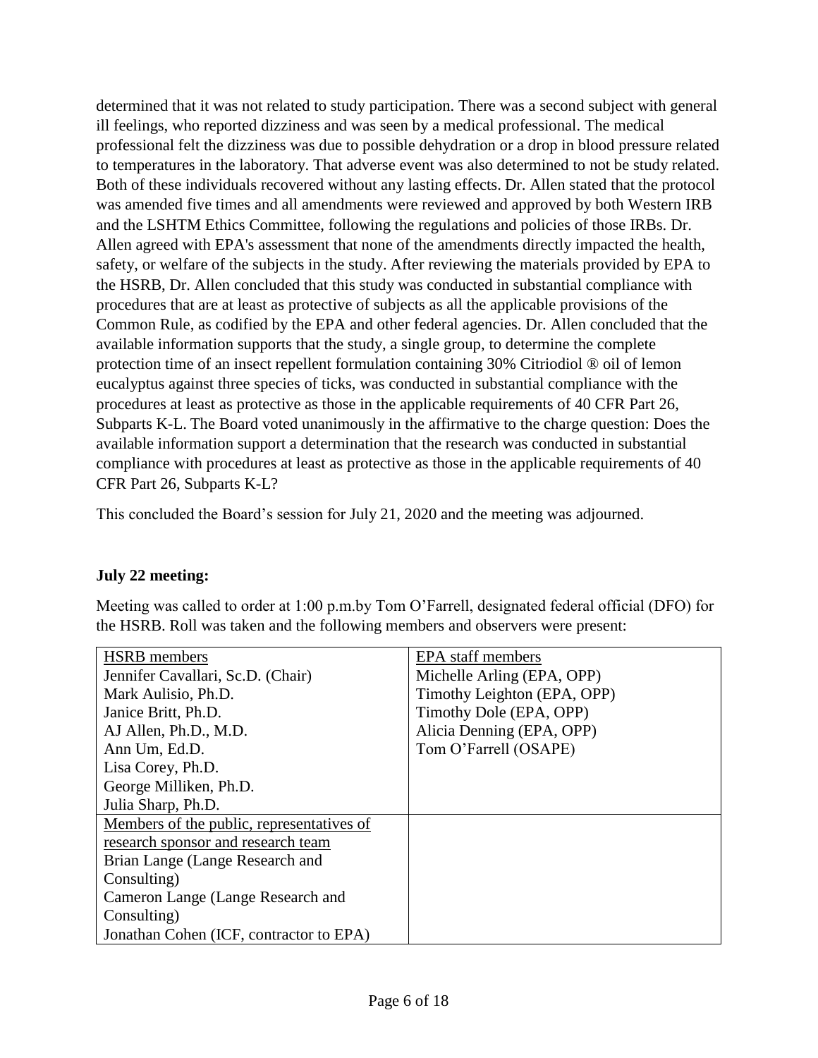determined that it was not related to study participation. There was a second subject with general ill feelings, who reported dizziness and was seen by a medical professional. The medical professional felt the dizziness was due to possible dehydration or a drop in blood pressure related to temperatures in the laboratory. That adverse event was also determined to not be study related. Both of these individuals recovered without any lasting effects. Dr. Allen stated that the protocol was amended five times and all amendments were reviewed and approved by both Western IRB and the LSHTM Ethics Committee, following the regulations and policies of those IRBs. Dr. Allen agreed with EPA's assessment that none of the amendments directly impacted the health, safety, or welfare of the subjects in the study. After reviewing the materials provided by EPA to the HSRB, Dr. Allen concluded that this study was conducted in substantial compliance with procedures that are at least as protective of subjects as all the applicable provisions of the Common Rule, as codified by the EPA and other federal agencies. Dr. Allen concluded that the available information supports that the study, a single group, to determine the complete protection time of an insect repellent formulation containing 30% Citriodiol ® oil of lemon eucalyptus against three species of ticks, was conducted in substantial compliance with the procedures at least as protective as those in the applicable requirements of 40 CFR Part 26, Subparts K-L. The Board voted unanimously in the affirmative to the charge question: Does the available information support a determination that the research was conducted in substantial compliance with procedures at least as protective as those in the applicable requirements of 40 CFR Part 26, Subparts K-L?

This concluded the Board's session for July 21, 2020 and the meeting was adjourned.

**July 22 meeting:**

Meeting was called to order at 1:00 p.m.by Tom O'Farrell, designated federal official (DFO) for the HSRB. Roll was taken and the following members and observers were present:

| HSRB members | EPA staff members |
|---|---|
| Jennifer Cavallari, Sc.D. (Chair)<br>Mark Aulisio, Ph.D.<br>Janice Britt, Ph.D.<br>AJ Allen, Ph.D., M.D.<br>Ann Um, Ed.D.<br>Lisa Corey, Ph.D.<br>George Milliken, Ph.D.<br>Julia Sharp, Ph.D. | Michelle Arling (EPA, OPP)<br>Timothy Leighton (EPA, OPP)<br>Timothy Dole (EPA, OPP)<br>Alicia Denning (EPA, OPP)<br>Tom O'Farrell (OSAPE) |
| Members of the public, representatives of research sponsor and research team<br>Brian Lange (Lange Research and Consulting)<br>Cameron Lange (Lange Research and Consulting)<br>Jonathan Cohen (ICF, contractor to EPA) | |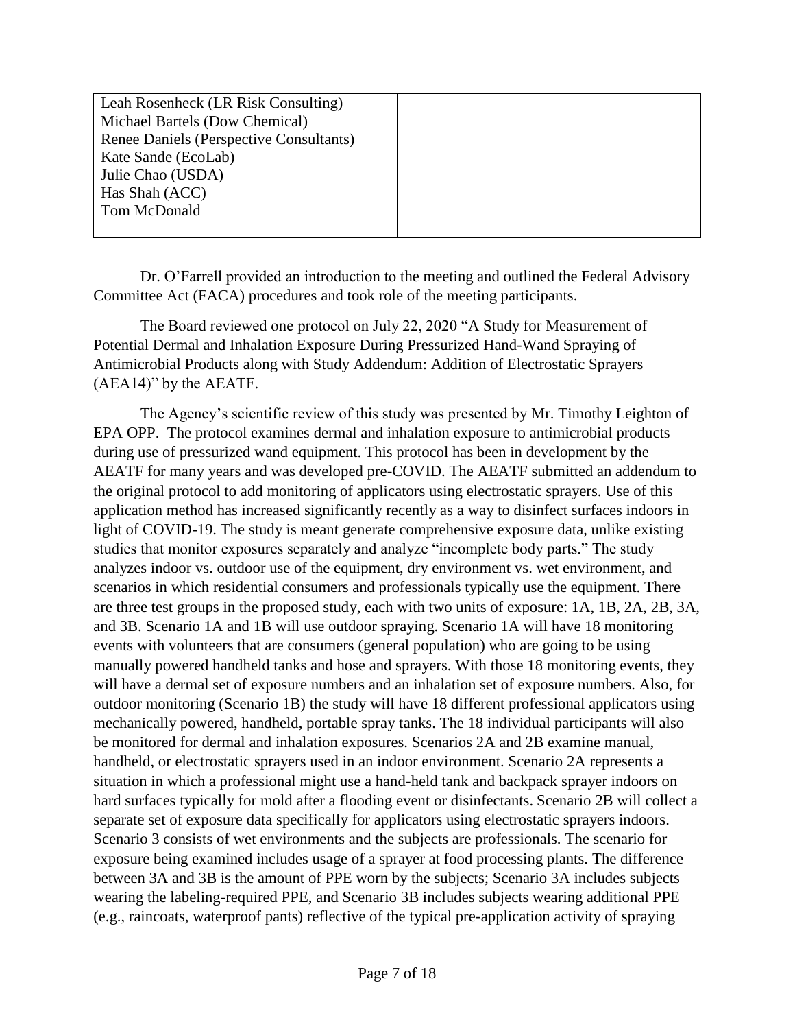| | |
|---|---|
| Leah Rosenheck (LR Risk Consulting)<br>Michael Bartels (Dow Chemical)<br>Renee Daniels (Perspective Consultants)<br>Kate Sande (EcoLab)<br>Julie Chao (USDA)<br>Has Shah (ACC)<br>Tom McDonald | |

Dr. O'Farrell provided an introduction to the meeting and outlined the Federal Advisory Committee Act (FACA) procedures and took role of the meeting participants.

The Board reviewed one protocol on July 22, 2020 "A Study for Measurement of Potential Dermal and Inhalation Exposure During Pressurized Hand-Wand Spraying of Antimicrobial Products along with Study Addendum: Addition of Electrostatic Sprayers (AEA14)" by the AEATF.

The Agency's scientific review of this study was presented by Mr. Timothy Leighton of EPA OPP. The protocol examines dermal and inhalation exposure to antimicrobial products during use of pressurized wand equipment. This protocol has been in development by the AEATF for many years and was developed pre-COVID. The AEATF submitted an addendum to the original protocol to add monitoring of applicators using electrostatic sprayers. Use of this application method has increased significantly recently as a way to disinfect surfaces indoors in light of COVID-19. The study is meant generate comprehensive exposure data, unlike existing studies that monitor exposures separately and analyze "incomplete body parts." The study analyzes indoor vs. outdoor use of the equipment, dry environment vs. wet environment, and scenarios in which residential consumers and professionals typically use the equipment. There are three test groups in the proposed study, each with two units of exposure: 1A, 1B, 2A, 2B, 3A, and 3B. Scenario 1A and 1B will use outdoor spraying. Scenario 1A will have 18 monitoring events with volunteers that are consumers (general population) who are going to be using manually powered handheld tanks and hose and sprayers. With those 18 monitoring events, they will have a dermal set of exposure numbers and an inhalation set of exposure numbers. Also, for outdoor monitoring (Scenario 1B) the study will have 18 different professional applicators using mechanically powered, handheld, portable spray tanks. The 18 individual participants will also be monitored for dermal and inhalation exposures. Scenarios 2A and 2B examine manual, handheld, or electrostatic sprayers used in an indoor environment. Scenario 2A represents a situation in which a professional might use a hand-held tank and backpack sprayer indoors on hard surfaces typically for mold after a flooding event or disinfectants. Scenario 2B will collect a separate set of exposure data specifically for applicators using electrostatic sprayers indoors. Scenario 3 consists of wet environments and the subjects are professionals. The scenario for exposure being examined includes usage of a sprayer at food processing plants. The difference between 3A and 3B is the amount of PPE worn by the subjects; Scenario 3A includes subjects wearing the labeling-required PPE, and Scenario 3B includes subjects wearing additional PPE (e.g., raincoats, waterproof pants) reflective of the typical pre-application activity of spraying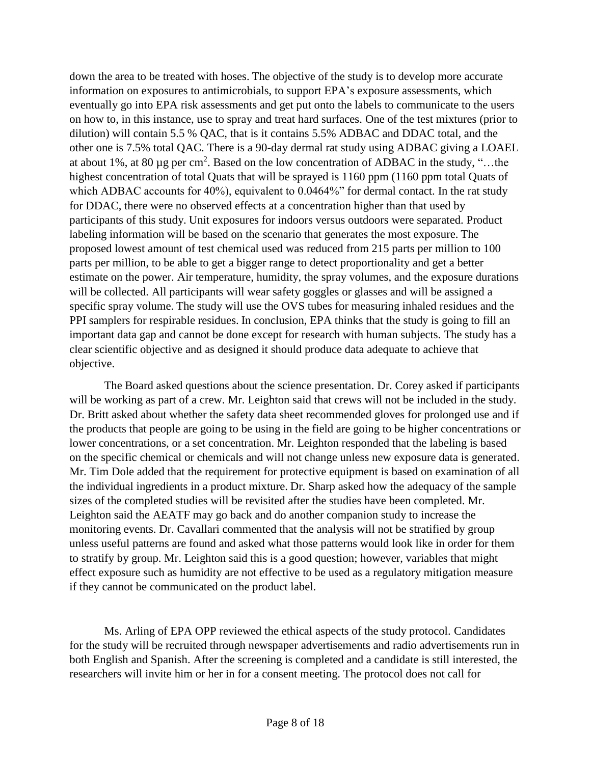down the area to be treated with hoses. The objective of the study is to develop more accurate information on exposures to antimicrobials, to support EPA's exposure assessments, which eventually go into EPA risk assessments and get put onto the labels to communicate to the users on how to, in this instance, use to spray and treat hard surfaces. One of the test mixtures (prior to dilution) will contain 5.5 % QAC, that is it contains 5.5% ADBAC and DDAC total, and the other one is 7.5% total QAC. There is a 90-day dermal rat study using ADBAC giving a LOAEL at about 1%, at 80 µg per $cm^2$. Based on the low concentration of ADBAC in the study, "…the highest concentration of total Quats that will be sprayed is 1160 ppm (1160 ppm total Quats of which ADBAC accounts for 40%), equivalent to 0.0464%" for dermal contact. In the rat study for DDAC, there were no observed effects at a concentration higher than that used by participants of this study. Unit exposures for indoors versus outdoors were separated. Product labeling information will be based on the scenario that generates the most exposure. The proposed lowest amount of test chemical used was reduced from 215 parts per million to 100 parts per million, to be able to get a bigger range to detect proportionality and get a better estimate on the power. Air temperature, humidity, the spray volumes, and the exposure durations will be collected. All participants will wear safety goggles or glasses and will be assigned a specific spray volume. The study will use the OVS tubes for measuring inhaled residues and the PPI samplers for respirable residues. In conclusion, EPA thinks that the study is going to fill an important data gap and cannot be done except for research with human subjects. The study has a clear scientific objective and as designed it should produce data adequate to achieve that objective.

The Board asked questions about the science presentation. Dr. Corey asked if participants will be working as part of a crew. Mr. Leighton said that crews will not be included in the study. Dr. Britt asked about whether the safety data sheet recommended gloves for prolonged use and if the products that people are going to be using in the field are going to be higher concentrations or lower concentrations, or a set concentration. Mr. Leighton responded that the labeling is based on the specific chemical or chemicals and will not change unless new exposure data is generated. Mr. Tim Dole added that the requirement for protective equipment is based on examination of all the individual ingredients in a product mixture. Dr. Sharp asked how the adequacy of the sample sizes of the completed studies will be revisited after the studies have been completed. Mr. Leighton said the AEATF may go back and do another companion study to increase the monitoring events. Dr. Cavallari commented that the analysis will not be stratified by group unless useful patterns are found and asked what those patterns would look like in order for them to stratify by group. Mr. Leighton said this is a good question; however, variables that might effect exposure such as humidity are not effective to be used as a regulatory mitigation measure if they cannot be communicated on the product label.

Ms. Arling of EPA OPP reviewed the ethical aspects of the study protocol. Candidates for the study will be recruited through newspaper advertisements and radio advertisements run in both English and Spanish. After the screening is completed and a candidate is still interested, the researchers will invite him or her in for a consent meeting. The protocol does not call for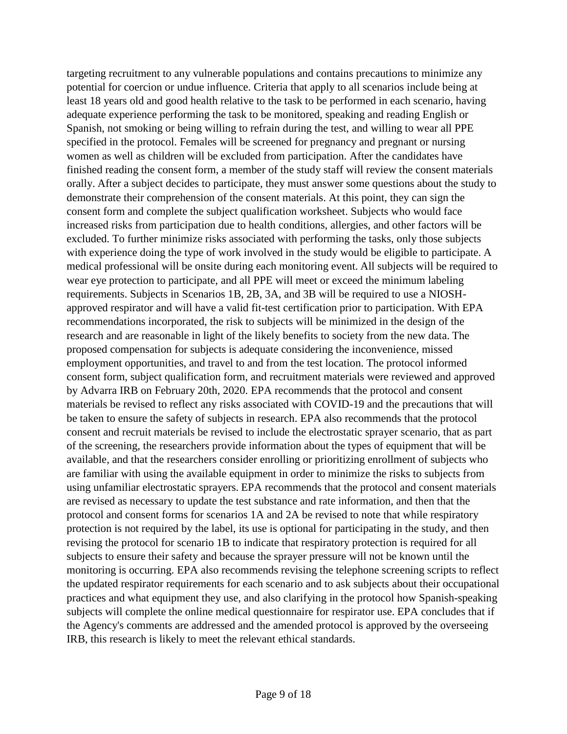targeting recruitment to any vulnerable populations and contains precautions to minimize any potential for coercion or undue influence. Criteria that apply to all scenarios include being at least 18 years old and good health relative to the task to be performed in each scenario, having adequate experience performing the task to be monitored, speaking and reading English or Spanish, not smoking or being willing to refrain during the test, and willing to wear all PPE specified in the protocol. Females will be screened for pregnancy and pregnant or nursing women as well as children will be excluded from participation. After the candidates have finished reading the consent form, a member of the study staff will review the consent materials orally. After a subject decides to participate, they must answer some questions about the study to demonstrate their comprehension of the consent materials. At this point, they can sign the consent form and complete the subject qualification worksheet. Subjects who would face increased risks from participation due to health conditions, allergies, and other factors will be excluded. To further minimize risks associated with performing the tasks, only those subjects with experience doing the type of work involved in the study would be eligible to participate. A medical professional will be onsite during each monitoring event. All subjects will be required to wear eye protection to participate, and all PPE will meet or exceed the minimum labeling requirements. Subjects in Scenarios 1B, 2B, 3A, and 3B will be required to use a NIOSH-approved respirator and will have a valid fit-test certification prior to participation. With EPA recommendations incorporated, the risk to subjects will be minimized in the design of the research and are reasonable in light of the likely benefits to society from the new data. The proposed compensation for subjects is adequate considering the inconvenience, missed employment opportunities, and travel to and from the test location. The protocol informed consent form, subject qualification form, and recruitment materials were reviewed and approved by Advarra IRB on February 20th, 2020. EPA recommends that the protocol and consent materials be revised to reflect any risks associated with COVID-19 and the precautions that will be taken to ensure the safety of subjects in research. EPA also recommends that the protocol consent and recruit materials be revised to include the electrostatic sprayer scenario, that as part of the screening, the researchers provide information about the types of equipment that will be available, and that the researchers consider enrolling or prioritizing enrollment of subjects who are familiar with using the available equipment in order to minimize the risks to subjects from using unfamiliar electrostatic sprayers. EPA recommends that the protocol and consent materials are revised as necessary to update the test substance and rate information, and then that the protocol and consent forms for scenarios 1A and 2A be revised to note that while respiratory protection is not required by the label, its use is optional for participating in the study, and then revising the protocol for scenario 1B to indicate that respiratory protection is required for all subjects to ensure their safety and because the sprayer pressure will not be known until the monitoring is occurring. EPA also recommends revising the telephone screening scripts to reflect the updated respirator requirements for each scenario and to ask subjects about their occupational practices and what equipment they use, and also clarifying in the protocol how Spanish-speaking subjects will complete the online medical questionnaire for respirator use. EPA concludes that if the Agency's comments are addressed and the amended protocol is approved by the overseeing IRB, this research is likely to meet the relevant ethical standards.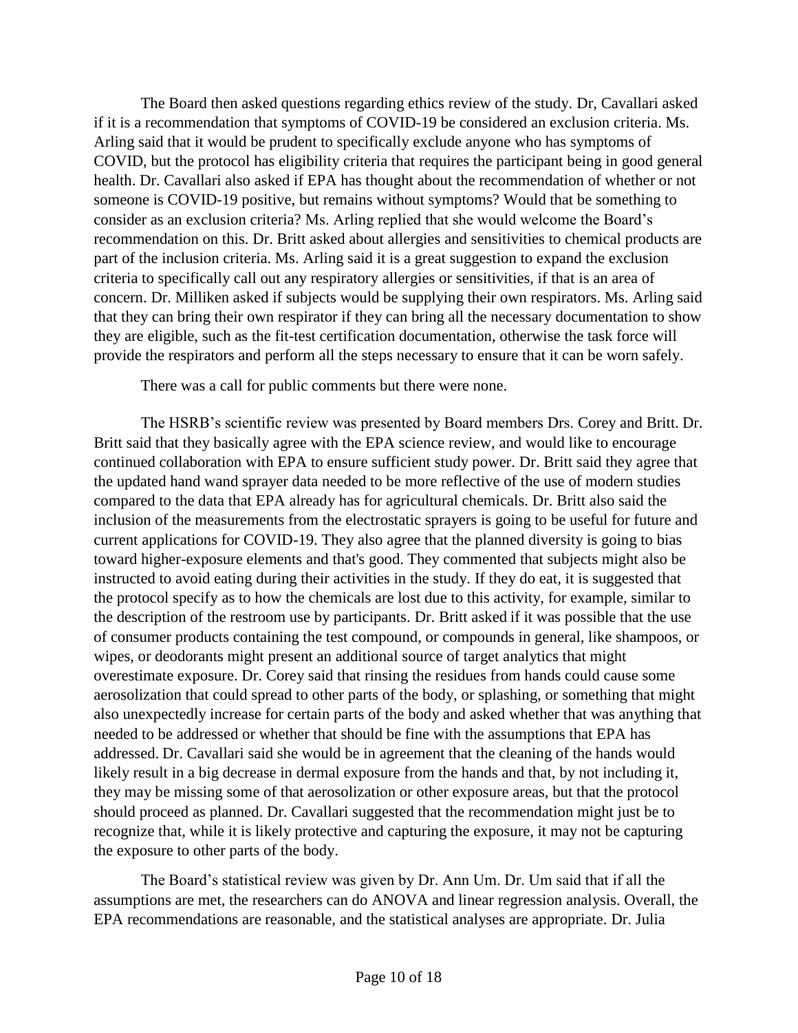The Board then asked questions regarding ethics review of the study. Dr, Cavallari asked if it is a recommendation that symptoms of COVID-19 be considered an exclusion criteria. Ms. Arling said that it would be prudent to specifically exclude anyone who has symptoms of COVID, but the protocol has eligibility criteria that requires the participant being in good general health. Dr. Cavallari also asked if EPA has thought about the recommendation of whether or not someone is COVID-19 positive, but remains without symptoms? Would that be something to consider as an exclusion criteria? Ms. Arling replied that she would welcome the Board's recommendation on this. Dr. Britt asked about allergies and sensitivities to chemical products are part of the inclusion criteria. Ms. Arling said it is a great suggestion to expand the exclusion criteria to specifically call out any respiratory allergies or sensitivities, if that is an area of concern. Dr. Milliken asked if subjects would be supplying their own respirators. Ms. Arling said that they can bring their own respirator if they can bring all the necessary documentation to show they are eligible, such as the fit-test certification documentation, otherwise the task force will provide the respirators and perform all the steps necessary to ensure that it can be worn safely.

There was a call for public comments but there were none.

The HSRB's scientific review was presented by Board members Drs. Corey and Britt. Dr. Britt said that they basically agree with the EPA science review, and would like to encourage continued collaboration with EPA to ensure sufficient study power. Dr. Britt said they agree that the updated hand wand sprayer data needed to be more reflective of the use of modern studies compared to the data that EPA already has for agricultural chemicals. Dr. Britt also said the inclusion of the measurements from the electrostatic sprayers is going to be useful for future and current applications for COVID-19. They also agree that the planned diversity is going to bias toward higher-exposure elements and that's good. They commented that subjects might also be instructed to avoid eating during their activities in the study. If they do eat, it is suggested that the protocol specify as to how the chemicals are lost due to this activity, for example, similar to the description of the restroom use by participants. Dr. Britt asked if it was possible that the use of consumer products containing the test compound, or compounds in general, like shampoos, or wipes, or deodorants might present an additional source of target analytics that might overestimate exposure. Dr. Corey said that rinsing the residues from hands could cause some aerosolization that could spread to other parts of the body, or splashing, or something that might also unexpectedly increase for certain parts of the body and asked whether that was anything that needed to be addressed or whether that should be fine with the assumptions that EPA has addressed. Dr. Cavallari said she would be in agreement that the cleaning of the hands would likely result in a big decrease in dermal exposure from the hands and that, by not including it, they may be missing some of that aerosolization or other exposure areas, but that the protocol should proceed as planned. Dr. Cavallari suggested that the recommendation might just be to recognize that, while it is likely protective and capturing the exposure, it may not be capturing the exposure to other parts of the body.

The Board's statistical review was given by Dr. Ann Um. Dr. Um said that if all the assumptions are met, the researchers can do ANOVA and linear regression analysis. Overall, the EPA recommendations are reasonable, and the statistical analyses are appropriate. Dr. Julia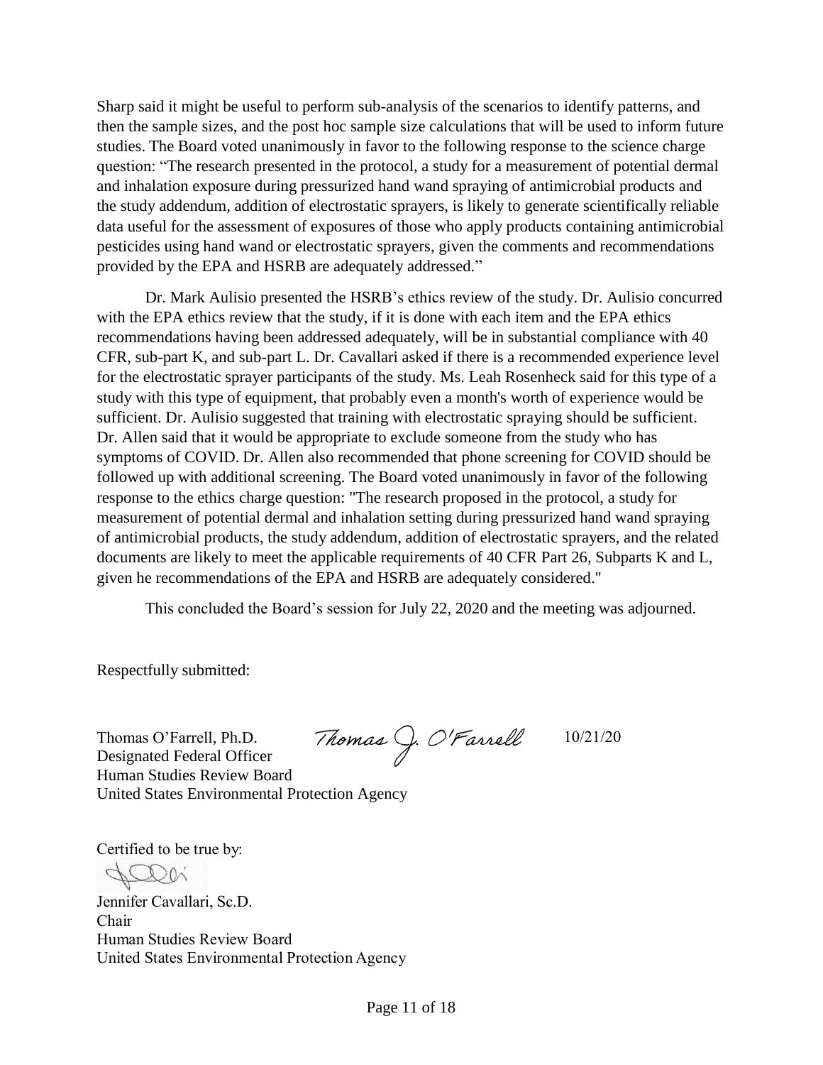Sharp said it might be useful to perform sub-analysis of the scenarios to identify patterns, and then the sample sizes, and the post hoc sample size calculations that will be used to inform future studies. The Board voted unanimously in favor to the following response to the science charge question: "The research presented in the protocol, a study for a measurement of potential dermal and inhalation exposure during pressurized hand wand spraying of antimicrobial products and the study addendum, addition of electrostatic sprayers, is likely to generate scientifically reliable data useful for the assessment of exposures of those who apply products containing antimicrobial pesticides using hand wand or electrostatic sprayers, given the comments and recommendations provided by the EPA and HSRB are adequately addressed."

Dr. Mark Aulisio presented the HSRB's ethics review of the study. Dr. Aulisio concurred with the EPA ethics review that the study, if it is done with each item and the EPA ethics recommendations having been addressed adequately, will be in substantial compliance with 40 CFR, sub-part K, and sub-part L. Dr. Cavallari asked if there is a recommended experience level for the electrostatic sprayer participants of the study. Ms. Leah Rosenheck said for this type of a study with this type of equipment, that probably even a month's worth of experience would be sufficient. Dr. Aulisio suggested that training with electrostatic spraying should be sufficient. Dr. Allen said that it would be appropriate to exclude someone from the study who has symptoms of COVID. Dr. Allen also recommended that phone screening for COVID should be followed up with additional screening. The Board voted unanimously in favor of the following response to the ethics charge question: "The research proposed in the protocol, a study for measurement of potential dermal and inhalation setting during pressurized hand wand spraying of antimicrobial products, the study addendum, addition of electrostatic sprayers, and the related documents are likely to meet the applicable requirements of 40 CFR Part 26, Subparts K and L, given he recommendations of the EPA and HSRB are adequately considered."

This concluded the Board's session for July 22, 2020 and the meeting was adjourned.

Respectfully submitted:

Thomas O'Farrell, Ph.D. *Thomas J. O'Farrell* 10/21/20
Designated Federal Officer
Human Studies Review Board
United States Environmental Protection Agency

Certified to be true by:

Jennifer Cavallari, Sc.D.
Chair
Human Studies Review Board
United States Environmental Protection Agency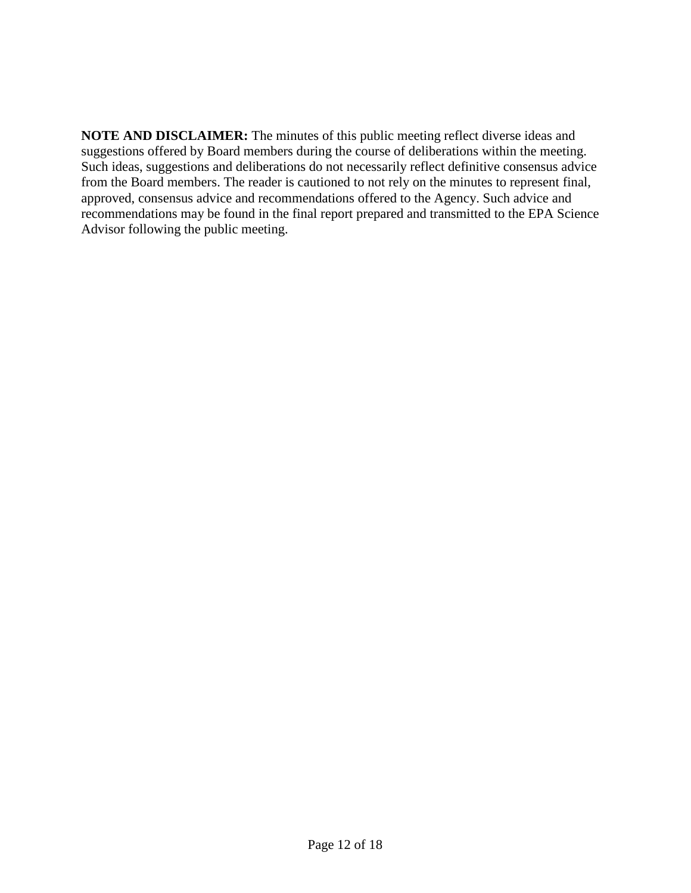**NOTE AND DISCLAIMER:** The minutes of this public meeting reflect diverse ideas and suggestions offered by Board members during the course of deliberations within the meeting. Such ideas, suggestions and deliberations do not necessarily reflect definitive consensus advice from the Board members. The reader is cautioned to not rely on the minutes to represent final, approved, consensus advice and recommendations offered to the Agency. Such advice and recommendations may be found in the final report prepared and transmitted to the EPA Science Advisor following the public meeting.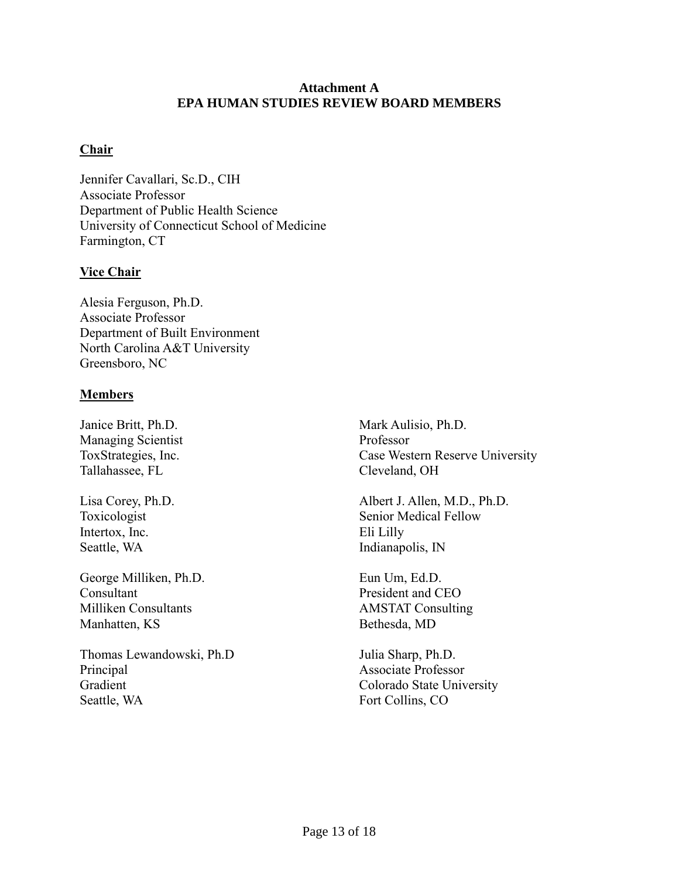# Attachment A
# EPA HUMAN STUDIES REVIEW BOARD MEMBERS

## Chair

Jennifer Cavallari, Sc.D., CIH
Associate Professor
Department of Public Health Science
University of Connecticut School of Medicine
Farmington, CT

## Vice Chair

Alesia Ferguson, Ph.D.
Associate Professor
Department of Built Environment
North Carolina A&T University
Greensboro, NC

## Members

Janice Britt, Ph.D.
Managing Scientist
ToxStrategies, Inc.
Tallahassee, FL

Lisa Corey, Ph.D.
Toxicologist
Intertox, Inc.
Seattle, WA

George Milliken, Ph.D.
Consultant
Milliken Consultants
Manhatten, KS

Thomas Lewandowski, Ph.D
Principal
Gradient
Seattle, WA

Mark Aulisio, Ph.D.
Professor
Case Western Reserve University
Cleveland, OH

Albert J. Allen, M.D., Ph.D.
Senior Medical Fellow
Eli Lilly
Indianapolis, IN

Eun Um, Ed.D.
President and CEO
AMSTAT Consulting
Bethesda, MD

Julia Sharp, Ph.D.
Associate Professor
Colorado State University
Fort Collins, CO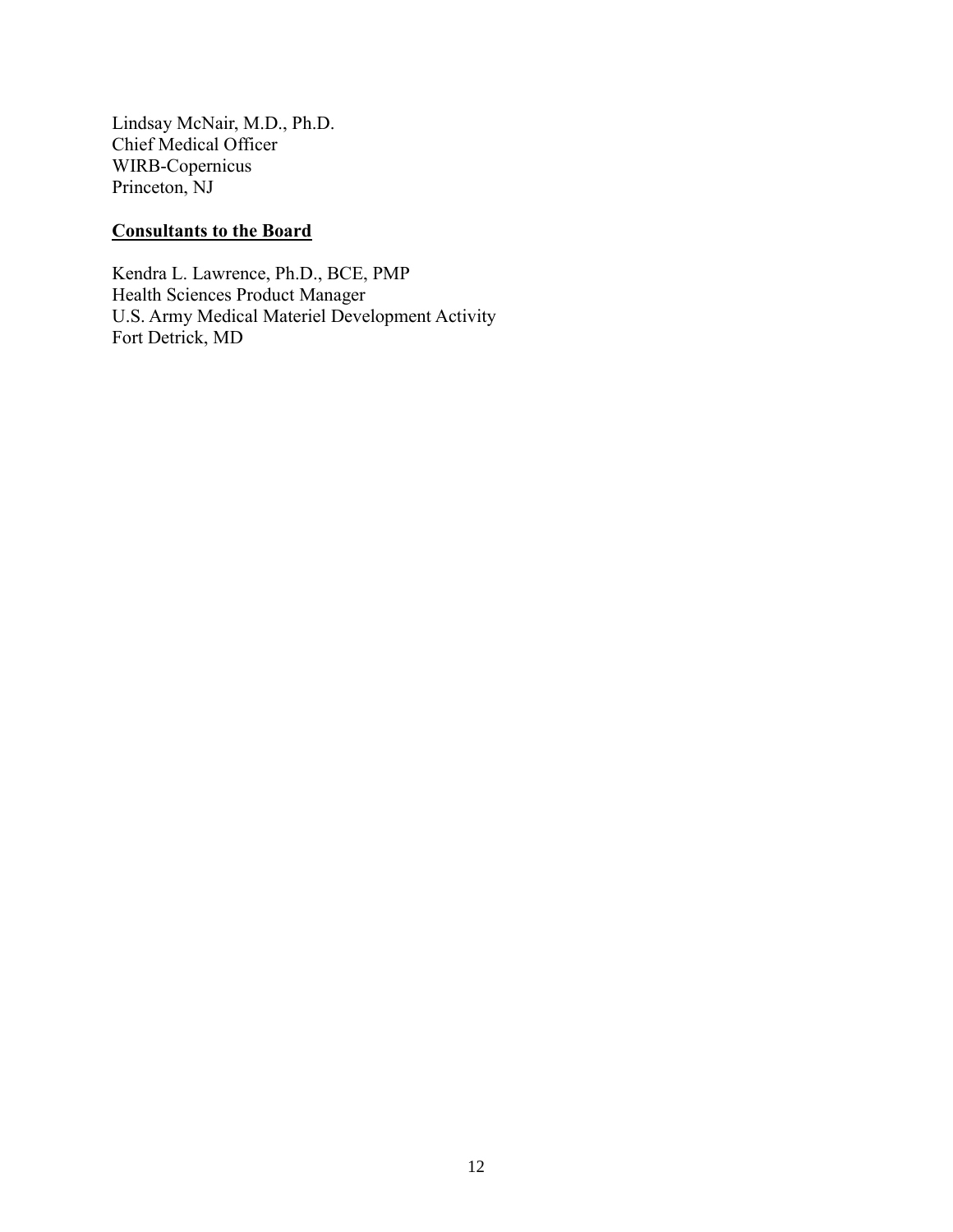Lindsay McNair, M.D., Ph.D.
Chief Medical Officer
WIRB-Copernicus
Princeton, NJ

**Consultants to the Board**

Kendra L. Lawrence, Ph.D., BCE, PMP
Health Sciences Product Manager
U.S. Army Medical Materiel Development Activity
Fort Detrick, MD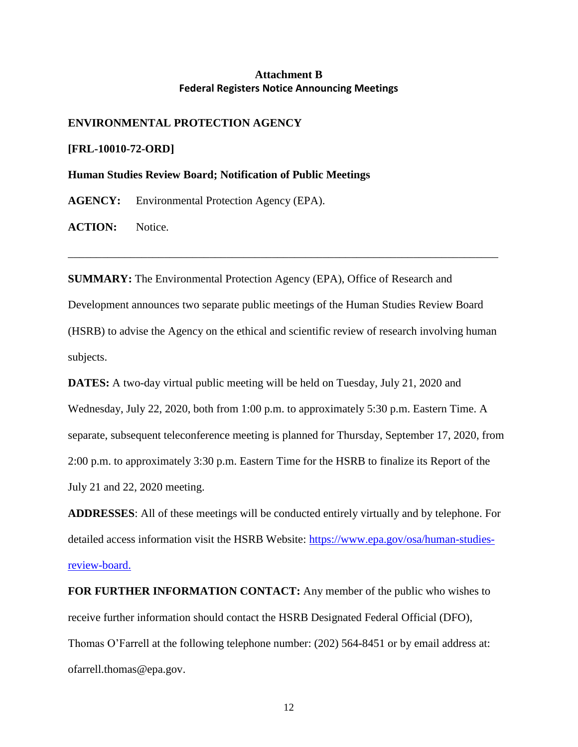## Attachment B
### Federal Registers Notice Announcing Meetings

**ENVIRONMENTAL PROTECTION AGENCY**

**[FRL-10010-72-ORD]**

**Human Studies Review Board; Notification of Public Meetings**

**AGENCY:** Environmental Protection Agency (EPA).

**ACTION:** Notice.

---

**SUMMARY:** The Environmental Protection Agency (EPA), Office of Research and Development announces two separate public meetings of the Human Studies Review Board (HSRB) to advise the Agency on the ethical and scientific review of research involving human subjects.

**DATES:** A two-day virtual public meeting will be held on Tuesday, July 21, 2020 and Wednesday, July 22, 2020, both from 1:00 p.m. to approximately 5:30 p.m. Eastern Time. A separate, subsequent teleconference meeting is planned for Thursday, September 17, 2020, from 2:00 p.m. to approximately 3:30 p.m. Eastern Time for the HSRB to finalize its Report of the July 21 and 22, 2020 meeting.

**ADDRESSES**: All of these meetings will be conducted entirely virtually and by telephone. For detailed access information visit the HSRB Website: [https://www.epa.gov/osa/human-studies-review-board.](https://www.epa.gov/osa/human-studies-review-board)

**FOR FURTHER INFORMATION CONTACT:** Any member of the public who wishes to receive further information should contact the HSRB Designated Federal Official (DFO), Thomas O'Farrell at the following telephone number: (202) 564-8451 or by email address at: ofarrell.thomas@epa.gov.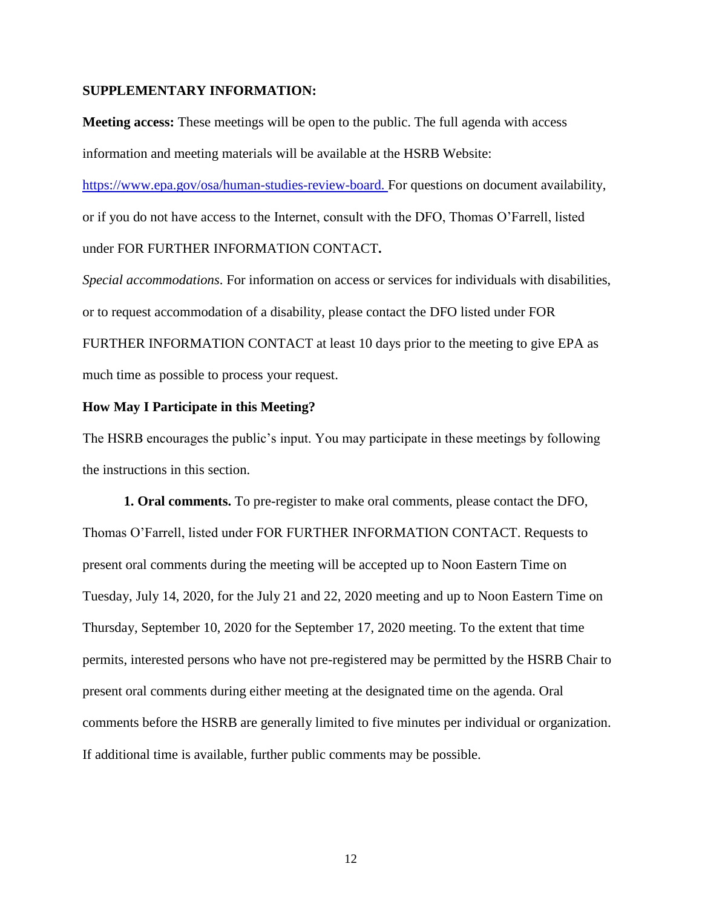**SUPPLEMENTARY INFORMATION:**

**Meeting access:** These meetings will be open to the public. The full agenda with access information and meeting materials will be available at the HSRB Website: https://www.epa.gov/osa/human-studies-review-board. For questions on document availability, or if you do not have access to the Internet, consult with the DFO, Thomas O'Farrell, listed under FOR FURTHER INFORMATION CONTACT**.**

*Special accommodations*. For information on access or services for individuals with disabilities, or to request accommodation of a disability, please contact the DFO listed under FOR FURTHER INFORMATION CONTACT at least 10 days prior to the meeting to give EPA as much time as possible to process your request.

**How May I Participate in this Meeting?**

The HSRB encourages the public's input. You may participate in these meetings by following the instructions in this section.

**1. Oral comments.** To pre-register to make oral comments, please contact the DFO, Thomas O'Farrell, listed under FOR FURTHER INFORMATION CONTACT. Requests to present oral comments during the meeting will be accepted up to Noon Eastern Time on Tuesday, July 14, 2020, for the July 21 and 22, 2020 meeting and up to Noon Eastern Time on Thursday, September 10, 2020 for the September 17, 2020 meeting. To the extent that time permits, interested persons who have not pre-registered may be permitted by the HSRB Chair to present oral comments during either meeting at the designated time on the agenda. Oral comments before the HSRB are generally limited to five minutes per individual or organization. If additional time is available, further public comments may be possible.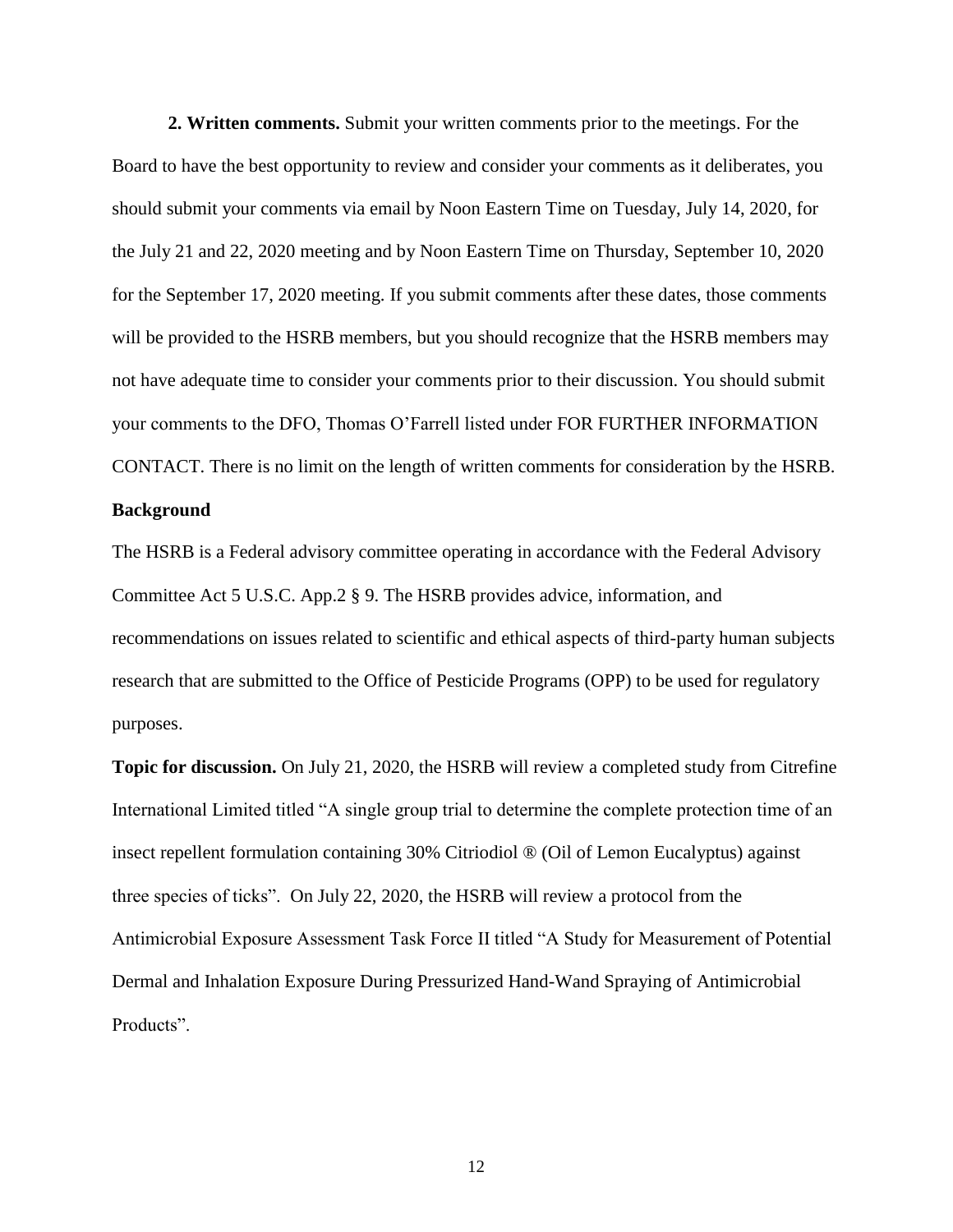**2. Written comments.** Submit your written comments prior to the meetings. For the Board to have the best opportunity to review and consider your comments as it deliberates, you should submit your comments via email by Noon Eastern Time on Tuesday, July 14, 2020, for the July 21 and 22, 2020 meeting and by Noon Eastern Time on Thursday, September 10, 2020 for the September 17, 2020 meeting. If you submit comments after these dates, those comments will be provided to the HSRB members, but you should recognize that the HSRB members may not have adequate time to consider your comments prior to their discussion. You should submit your comments to the DFO, Thomas O'Farrell listed under FOR FURTHER INFORMATION CONTACT. There is no limit on the length of written comments for consideration by the HSRB.

**Background**

The HSRB is a Federal advisory committee operating in accordance with the Federal Advisory Committee Act 5 U.S.C. App.2 § 9. The HSRB provides advice, information, and recommendations on issues related to scientific and ethical aspects of third-party human subjects research that are submitted to the Office of Pesticide Programs (OPP) to be used for regulatory purposes.

**Topic for discussion.** On July 21, 2020, the HSRB will review a completed study from Citrefine International Limited titled "A single group trial to determine the complete protection time of an insect repellent formulation containing 30% Citriodiol ® (Oil of Lemon Eucalyptus) against three species of ticks". On July 22, 2020, the HSRB will review a protocol from the Antimicrobial Exposure Assessment Task Force II titled "A Study for Measurement of Potential Dermal and Inhalation Exposure During Pressurized Hand-Wand Spraying of Antimicrobial Products".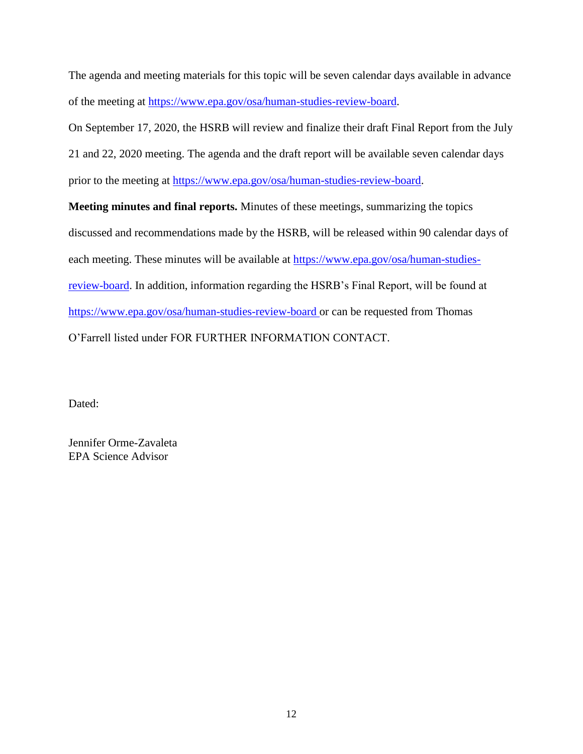The agenda and meeting materials for this topic will be seven calendar days available in advance of the meeting at https://www.epa.gov/osa/human-studies-review-board.

On September 17, 2020, the HSRB will review and finalize their draft Final Report from the July 21 and 22, 2020 meeting. The agenda and the draft report will be available seven calendar days prior to the meeting at https://www.epa.gov/osa/human-studies-review-board.

**Meeting minutes and final reports.** Minutes of these meetings, summarizing the topics discussed and recommendations made by the HSRB, will be released within 90 calendar days of each meeting. These minutes will be available at https://www.epa.gov/osa/human-studies-review-board. In addition, information regarding the HSRB's Final Report, will be found at https://www.epa.gov/osa/human-studies-review-board or can be requested from Thomas O'Farrell listed under FOR FURTHER INFORMATION CONTACT.

Dated:

Jennifer Orme-Zavaleta
EPA Science Advisor